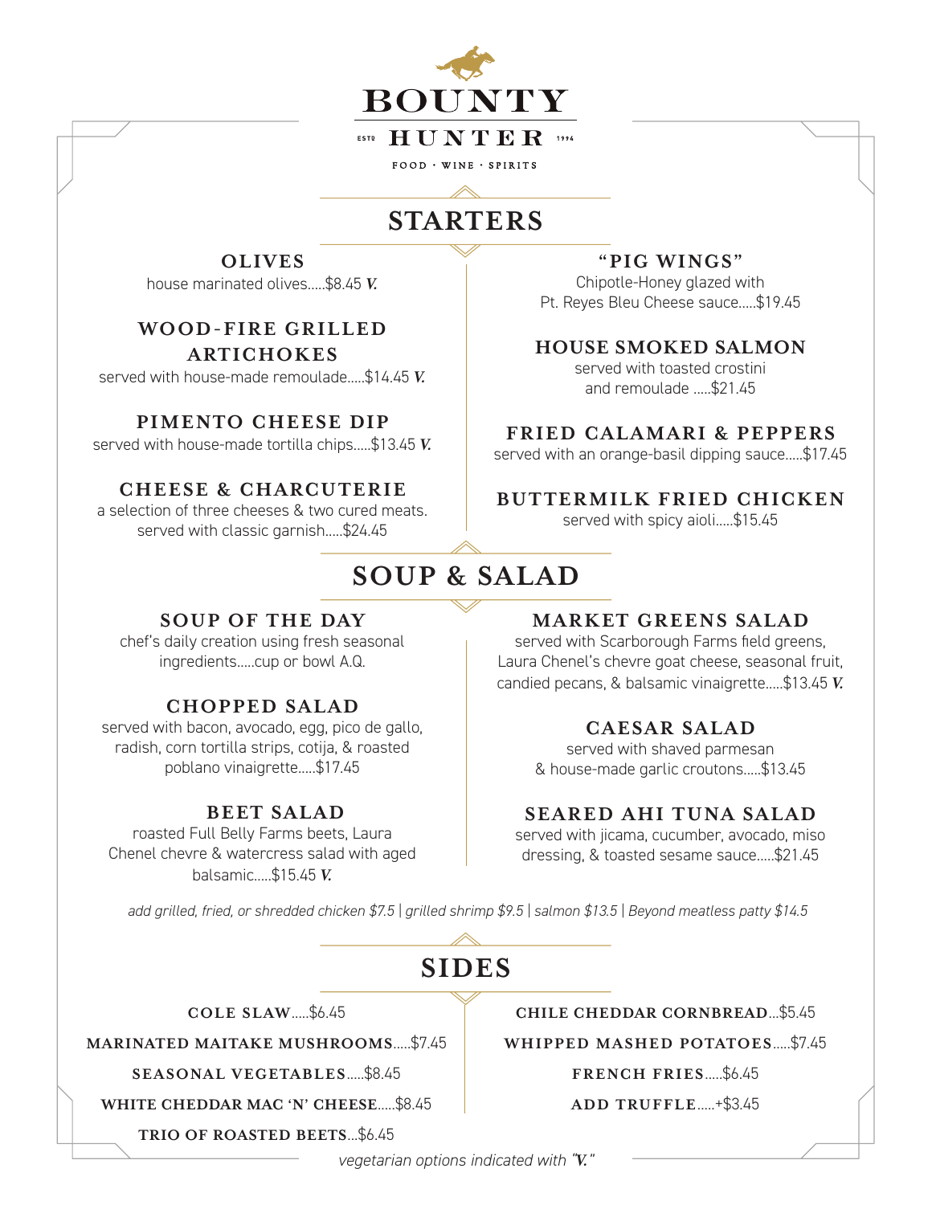# BOUNTY HUNTER

ESTD 1994

FOOD · WINE · SPIRITS

## STARTERS

### OLIVES
house marinated olives.....$8.45 ***V.***

### WOOD-FIRE GRILLED ARTICHOKES
served with house-made remoulade.....$14.45 ***V.***

### PIMENTO CHEESE DIP
served with house-made tortilla chips.....$13.45 ***V.***

### CHEESE & CHARCUTERIE
a selection of three cheeses & two cured meats. served with classic garnish.....$24.45

### "PIG WINGS"
Chipotle-Honey glazed with Pt. Reyes Bleu Cheese sauce.....$19.45

### HOUSE SMOKED SALMON
served with toasted crostini and remoulade .....$21.45

### FRIED CALAMARI & PEPPERS
served with an orange-basil dipping sauce.....$17.45

### BUTTERMILK FRIED CHICKEN
served with spicy aioli.....$15.45

## SOUP & SALAD

### SOUP OF THE DAY
chef's daily creation using fresh seasonal ingredients.....cup or bowl A.Q.

### CHOPPED SALAD
served with bacon, avocado, egg, pico de gallo, radish, corn tortilla strips, cotija, & roasted poblano vinaigrette.....$17.45

### BEET SALAD
roasted Full Belly Farms beets, Laura Chenel chevre & watercress salad with aged balsamic.....$15.45 ***V.***

### MARKET GREENS SALAD
served with Scarborough Farms field greens, Laura Chenel's chevre goat cheese, seasonal fruit, candied pecans, & balsamic vinaigrette.....$13.45 ***V.***

### CAESAR SALAD
served with shaved parmesan & house-made garlic croutons.....$13.45

### SEARED AHI TUNA SALAD
served with jicama, cucumber, avocado, miso dressing, & toasted sesame sauce.....$21.45

*add grilled, fried, or shredded chicken $7.5 | grilled shrimp $9.5 | salmon $13.5 | Beyond meatless patty $14.5*

## SIDES

**COLE SLAW**.....$6.45

**MARINATED MAITAKE MUSHROOMS**.....$7.45

**SEASONAL VEGETABLES**.....$8.45

**WHITE CHEDDAR MAC 'N' CHEESE**.....$8.45

**TRIO OF ROASTED BEETS**...$6.45

**CHILE CHEDDAR CORNBREAD**...$5.45

**WHIPPED MASHED POTATOES**.....$7.45

**FRENCH FRIES**.....$6.45

**ADD TRUFFLE**.....+$3.45

*vegetarian options indicated with "**V.**"*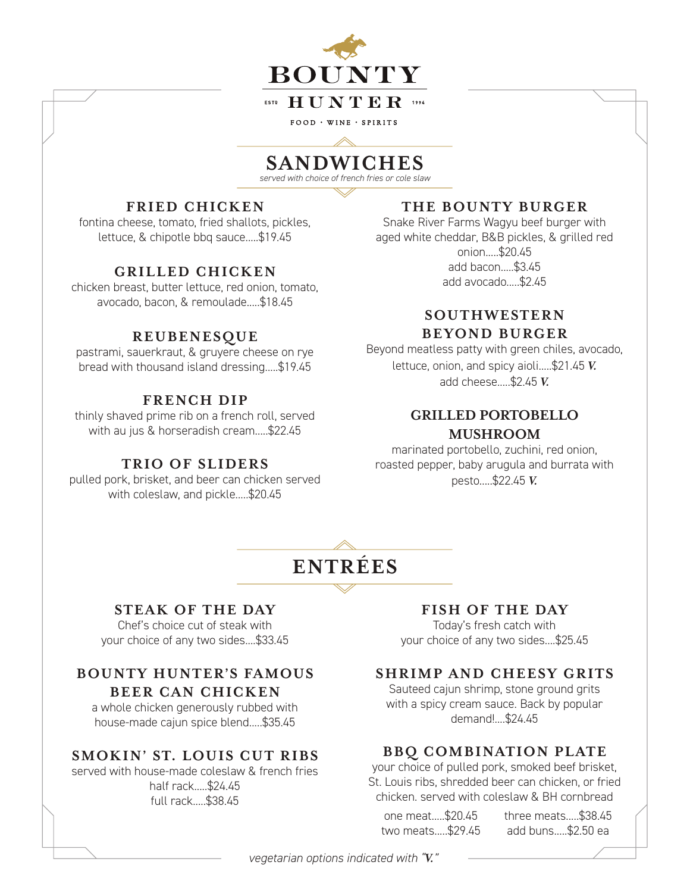# BOUNTY HUNTER

ESTD 1994

FOOD · WINE · SPIRITS

## SANDWICHES

*served with choice of french fries or cole slaw*

### FRIED CHICKEN

fontina cheese, tomato, fried shallots, pickles, lettuce, & chipotle bbq sauce.....$19.45

### GRILLED CHICKEN

chicken breast, butter lettuce, red onion, tomato, avocado, bacon, & remoulade.....$18.45

### REUBENESQUE

pastrami, sauerkraut, & gruyere cheese on rye bread with thousand island dressing.....$19.45

### FRENCH DIP

thinly shaved prime rib on a french roll, served with au jus & horseradish cream.....$22.45

### TRIO OF SLIDERS

pulled pork, brisket, and beer can chicken served with coleslaw, and pickle.....$20.45

### THE BOUNTY BURGER

Snake River Farms Wagyu beef burger with aged white cheddar, B&B pickles, & grilled red onion.....$20.45

add bacon.....$3.45

add avocado.....$2.45

### SOUTHWESTERN BEYOND BURGER

Beyond meatless patty with green chiles, avocado, lettuce, onion, and spicy aioli.....$21.45 ***V.***

add cheese.....$2.45 ***V.***

### GRILLED PORTOBELLO MUSHROOM

marinated portobello, zuchini, red onion, roasted pepper, baby arugula and burrata with pesto.....$22.45 ***V.***

## ENTRÉES

### STEAK OF THE DAY

Chef's choice cut of steak with your choice of any two sides....$33.45

### BOUNTY HUNTER'S FAMOUS BEER CAN CHICKEN

a whole chicken generously rubbed with house-made cajun spice blend.....$35.45

### SMOKIN' ST. LOUIS CUT RIBS

served with house-made coleslaw & french fries

half rack.....$24.45

full rack.....$38.45

### FISH OF THE DAY

Today's fresh catch with your choice of any two sides....$25.45

### SHRIMP AND CHEESY GRITS

Sauteed cajun shrimp, stone ground grits with a spicy cream sauce. Back by popular demand!....$24.45

### BBQ COMBINATION PLATE

your choice of pulled pork, smoked beef brisket, St. Louis ribs, shredded beer can chicken, or fried chicken. served with coleslaw & BH cornbread

one meat.....$20.45

two meats.....$29.45

three meats.....$38.45

add buns.....$2.50 ea

*vegetarian options indicated with "**V.**"*